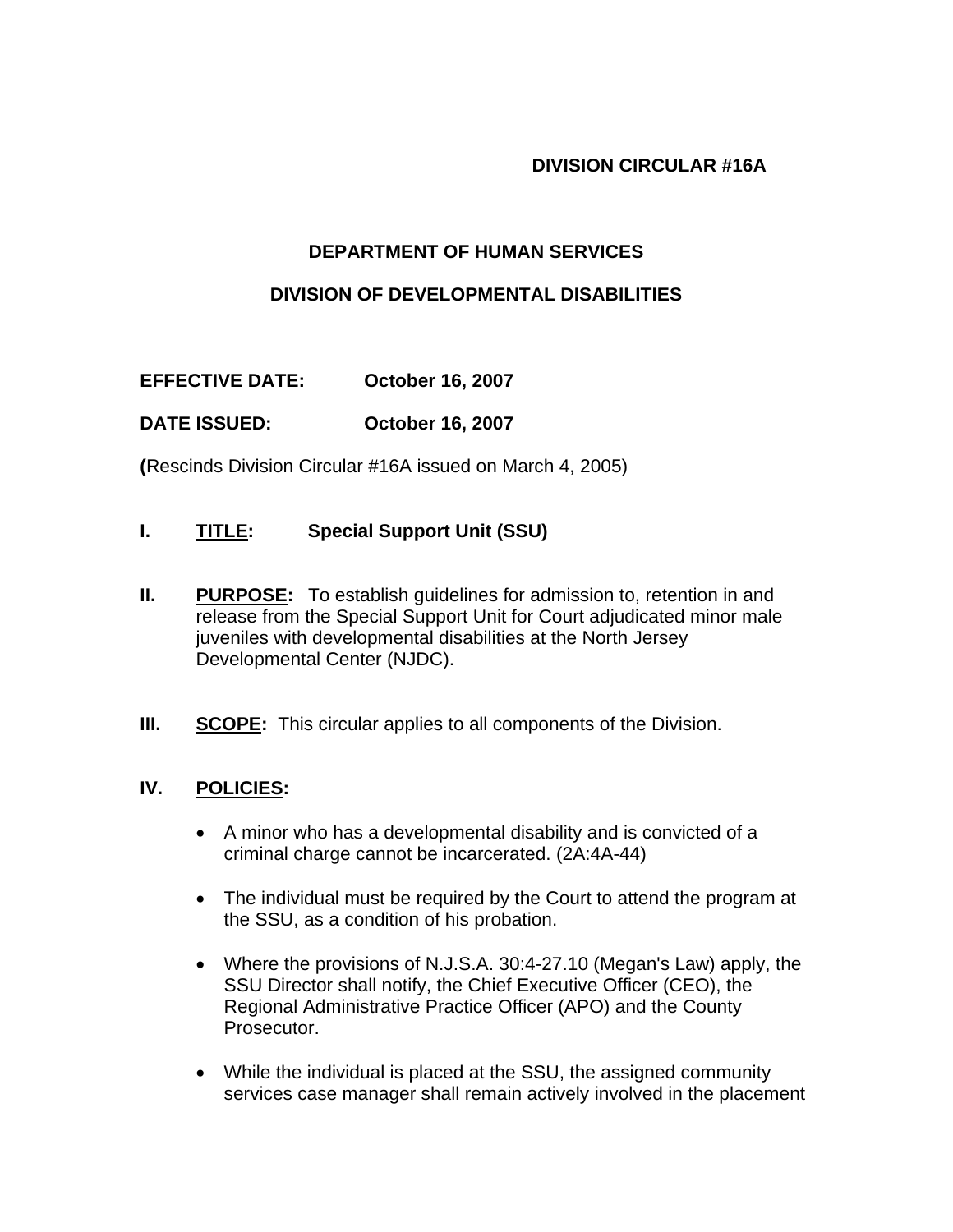**DIVISION CIRCULAR #16A**

# DEPARTMENT OF HUMAN SERVICES

## DIVISION OF DEVELOPMENTAL DISABILITIES

**EFFECTIVE DATE:** October 16, 2007

**DATE ISSUED:** October 16, 2007

**(**Rescinds Division Circular #16A issued on March 4, 2005)

## I. TITLE: Special Support Unit (SSU)

## II. PURPOSE:

To establish guidelines for admission to, retention in and release from the Special Support Unit for Court adjudicated minor male juveniles with developmental disabilities at the North Jersey Developmental Center (NJDC).

## III. SCOPE:

This circular applies to all components of the Division.

## IV. POLICIES:

- A minor who has a developmental disability and is convicted of a criminal charge cannot be incarcerated. (2A:4A-44)
- The individual must be required by the Court to attend the program at the SSU, as a condition of his probation.
- Where the provisions of N.J.S.A. 30:4-27.10 (Megan's Law) apply, the SSU Director shall notify, the Chief Executive Officer (CEO), the Regional Administrative Practice Officer (APO) and the County Prosecutor.
- While the individual is placed at the SSU, the assigned community services case manager shall remain actively involved in the placement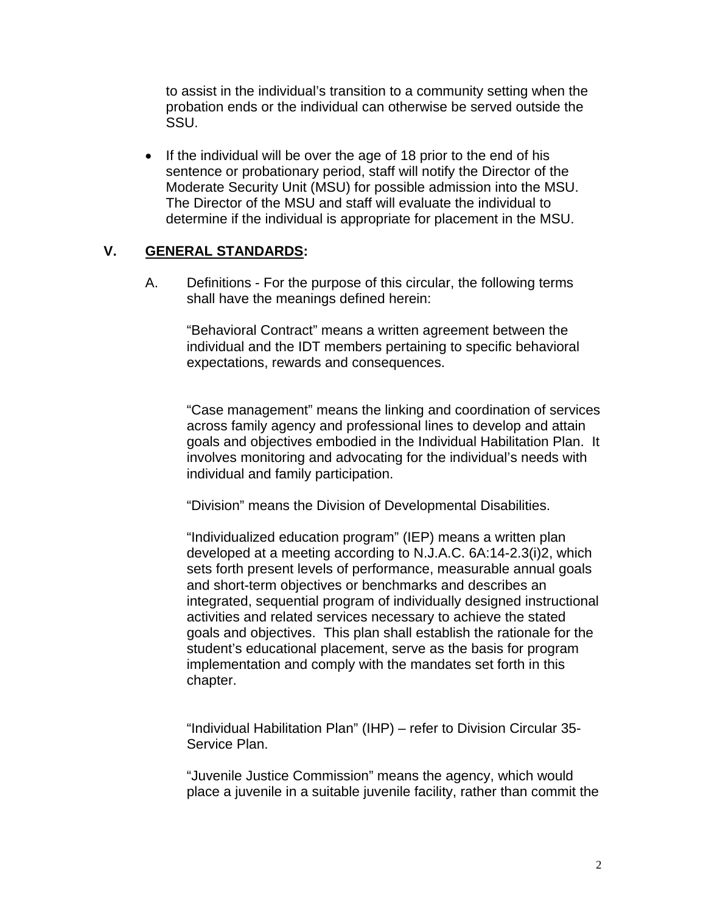to assist in the individual's transition to a community setting when the probation ends or the individual can otherwise be served outside the SSU.

- If the individual will be over the age of 18 prior to the end of his sentence or probationary period, staff will notify the Director of the Moderate Security Unit (MSU) for possible admission into the MSU. The Director of the MSU and staff will evaluate the individual to determine if the individual is appropriate for placement in the MSU.

## V. GENERAL STANDARDS:

A. Definitions - For the purpose of this circular, the following terms shall have the meanings defined herein:

"Behavioral Contract" means a written agreement between the individual and the IDT members pertaining to specific behavioral expectations, rewards and consequences.

"Case management" means the linking and coordination of services across family agency and professional lines to develop and attain goals and objectives embodied in the Individual Habilitation Plan. It involves monitoring and advocating for the individual's needs with individual and family participation.

"Division" means the Division of Developmental Disabilities.

"Individualized education program" (IEP) means a written plan developed at a meeting according to N.J.A.C. 6A:14-2.3(i)2, which sets forth present levels of performance, measurable annual goals and short-term objectives or benchmarks and describes an integrated, sequential program of individually designed instructional activities and related services necessary to achieve the stated goals and objectives. This plan shall establish the rationale for the student's educational placement, serve as the basis for program implementation and comply with the mandates set forth in this chapter.

"Individual Habilitation Plan" (IHP) – refer to Division Circular 35-Service Plan.

"Juvenile Justice Commission" means the agency, which would place a juvenile in a suitable juvenile facility, rather than commit the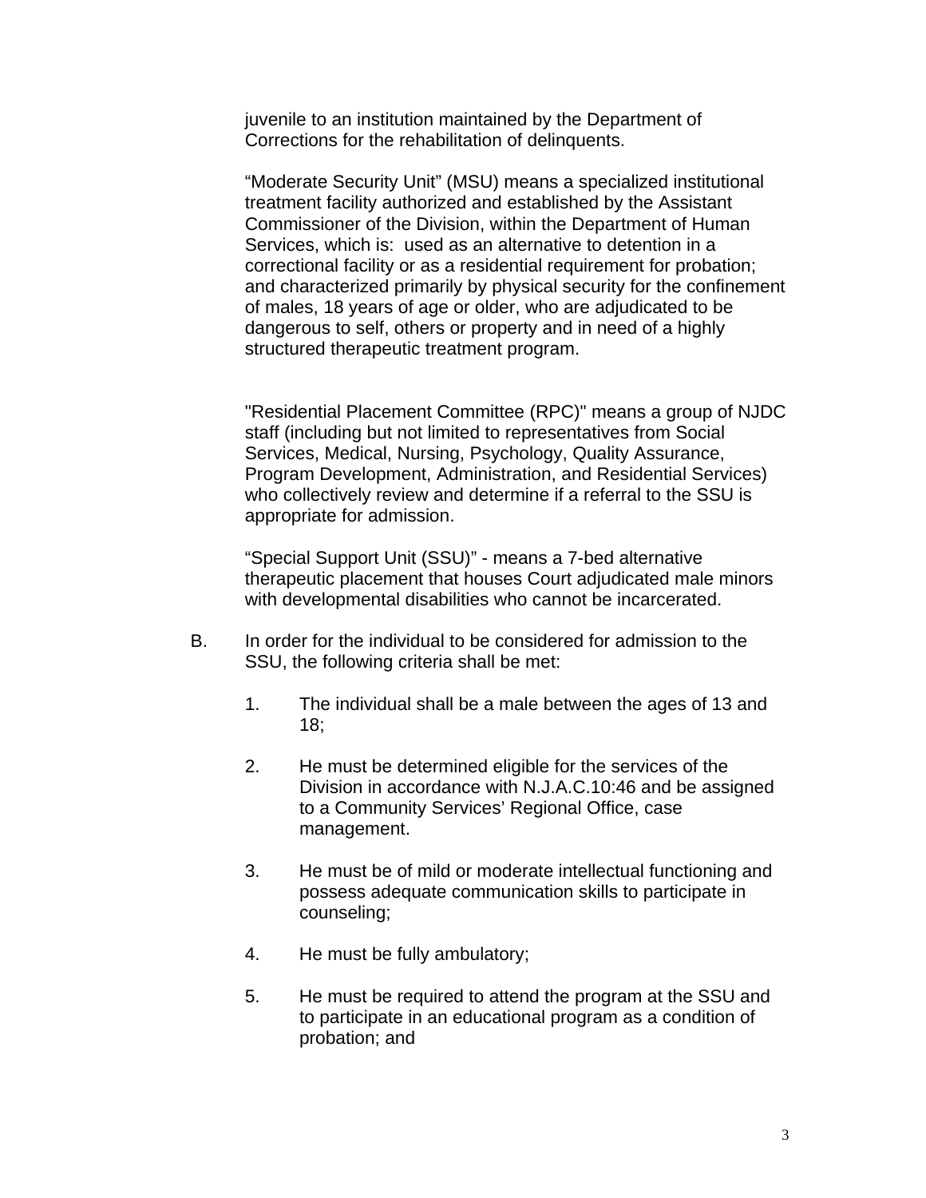juvenile to an institution maintained by the Department of Corrections for the rehabilitation of delinquents.

“Moderate Security Unit” (MSU) means a specialized institutional treatment facility authorized and established by the Assistant Commissioner of the Division, within the Department of Human Services, which is: used as an alternative to detention in a correctional facility or as a residential requirement for probation; and characterized primarily by physical security for the confinement of males, 18 years of age or older, who are adjudicated to be dangerous to self, others or property and in need of a highly structured therapeutic treatment program.

"Residential Placement Committee (RPC)" means a group of NJDC staff (including but not limited to representatives from Social Services, Medical, Nursing, Psychology, Quality Assurance, Program Development, Administration, and Residential Services) who collectively review and determine if a referral to the SSU is appropriate for admission.

“Special Support Unit (SSU)” - means a 7-bed alternative therapeutic placement that houses Court adjudicated male minors with developmental disabilities who cannot be incarcerated.

B. In order for the individual to be considered for admission to the SSU, the following criteria shall be met:

1. The individual shall be a male between the ages of 13 and 18;

2. He must be determined eligible for the services of the Division in accordance with N.J.A.C.10:46 and be assigned to a Community Services’ Regional Office, case management.

3. He must be of mild or moderate intellectual functioning and possess adequate communication skills to participate in counseling;

4. He must be fully ambulatory;

5. He must be required to attend the program at the SSU and to participate in an educational program as a condition of probation; and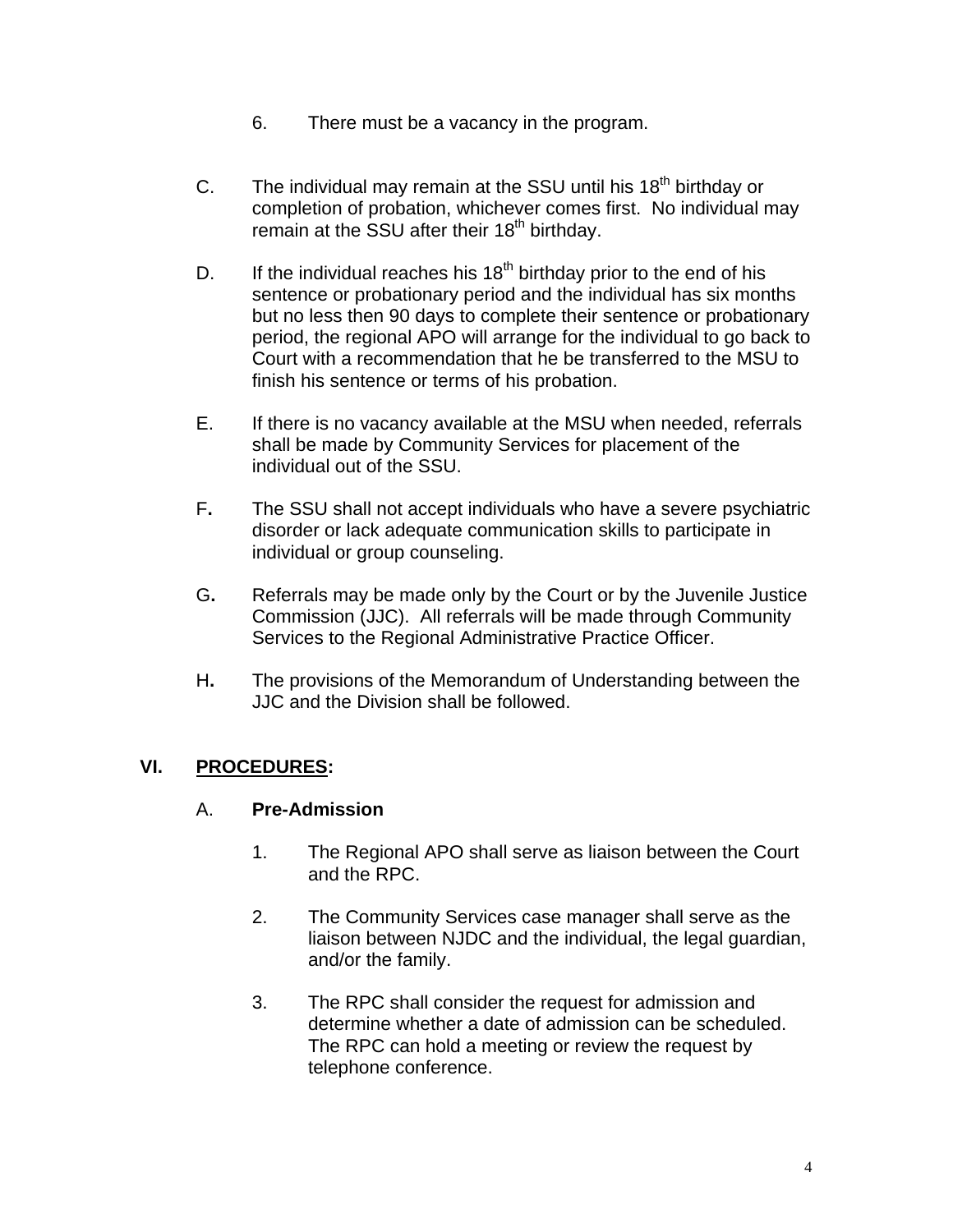6. There must be a vacancy in the program.

C. The individual may remain at the SSU until his 18th birthday or completion of probation, whichever comes first. No individual may remain at the SSU after their 18th birthday.

D. If the individual reaches his 18th birthday prior to the end of his sentence or probationary period and the individual has six months but no less then 90 days to complete their sentence or probationary period, the regional APO will arrange for the individual to go back to Court with a recommendation that he be transferred to the MSU to finish his sentence or terms of his probation.

E. If there is no vacancy available at the MSU when needed, referrals shall be made by Community Services for placement of the individual out of the SSU.

F**.** The SSU shall not accept individuals who have a severe psychiatric disorder or lack adequate communication skills to participate in individual or group counseling.

G**.** Referrals may be made only by the Court or by the Juvenile Justice Commission (JJC). All referrals will be made through Community Services to the Regional Administrative Practice Officer.

H**.** The provisions of the Memorandum of Understanding between the JJC and the Division shall be followed.

## VI. PROCEDURES:

### A. Pre-Admission

1. The Regional APO shall serve as liaison between the Court and the RPC.

2. The Community Services case manager shall serve as the liaison between NJDC and the individual, the legal guardian, and/or the family.

3. The RPC shall consider the request for admission and determine whether a date of admission can be scheduled. The RPC can hold a meeting or review the request by telephone conference.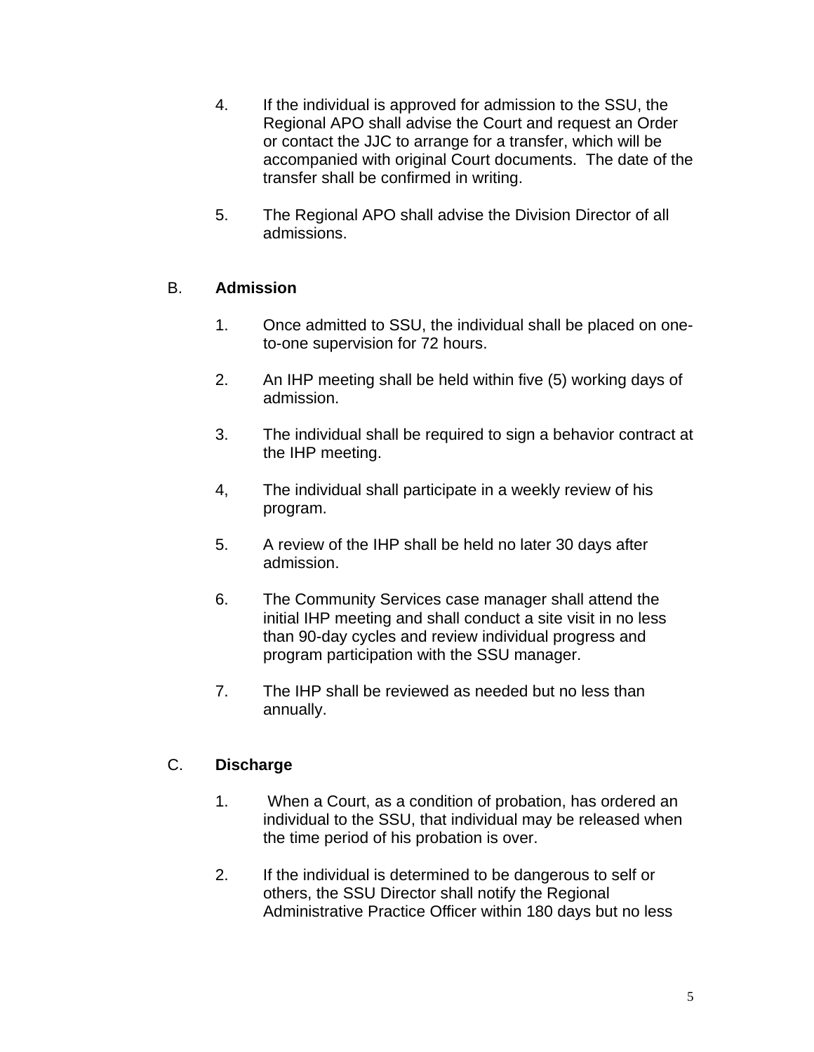4. If the individual is approved for admission to the SSU, the Regional APO shall advise the Court and request an Order or contact the JJC to arrange for a transfer, which will be accompanied with original Court documents. The date of the transfer shall be confirmed in writing.

5. The Regional APO shall advise the Division Director of all admissions.

B. **Admission**

1. Once admitted to SSU, the individual shall be placed on one-to-one supervision for 72 hours.

2. An IHP meeting shall be held within five (5) working days of admission.

3. The individual shall be required to sign a behavior contract at the IHP meeting.

4, The individual shall participate in a weekly review of his program.

5. A review of the IHP shall be held no later 30 days after admission.

6. The Community Services case manager shall attend the initial IHP meeting and shall conduct a site visit in no less than 90-day cycles and review individual progress and program participation with the SSU manager.

7. The IHP shall be reviewed as needed but no less than annually.

C. **Discharge**

1. When a Court, as a condition of probation, has ordered an individual to the SSU, that individual may be released when the time period of his probation is over.

2. If the individual is determined to be dangerous to self or others, the SSU Director shall notify the Regional Administrative Practice Officer within 180 days but no less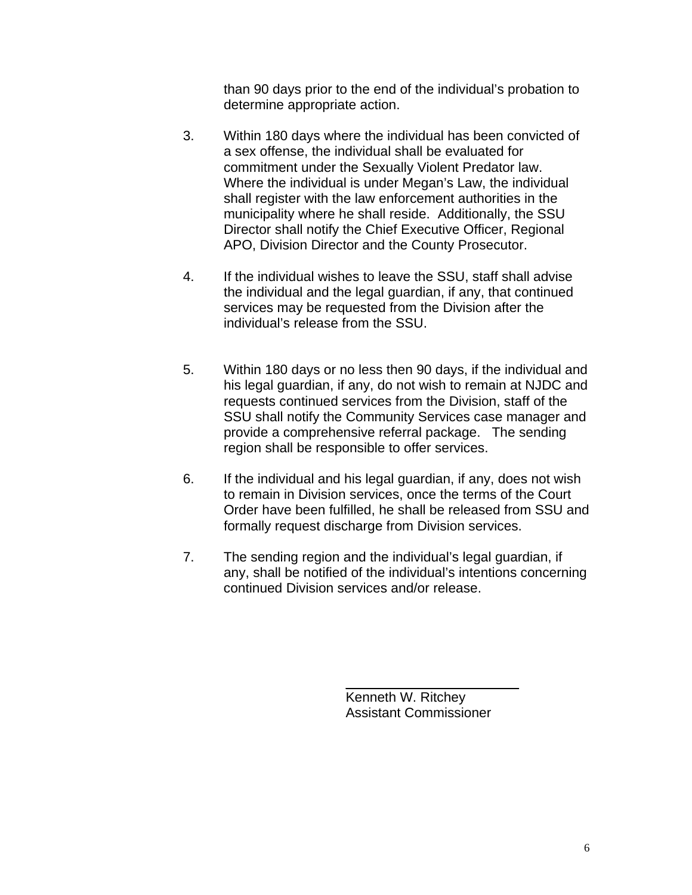than 90 days prior to the end of the individual's probation to determine appropriate action.

3. Within 180 days where the individual has been convicted of a sex offense, the individual shall be evaluated for commitment under the Sexually Violent Predator law. Where the individual is under Megan's Law, the individual shall register with the law enforcement authorities in the municipality where he shall reside. Additionally, the SSU Director shall notify the Chief Executive Officer, Regional APO, Division Director and the County Prosecutor.

4. If the individual wishes to leave the SSU, staff shall advise the individual and the legal guardian, if any, that continued services may be requested from the Division after the individual's release from the SSU.

5. Within 180 days or no less then 90 days, if the individual and his legal guardian, if any, do not wish to remain at NJDC and requests continued services from the Division, staff of the SSU shall notify the Community Services case manager and provide a comprehensive referral package. The sending region shall be responsible to offer services.

6. If the individual and his legal guardian, if any, does not wish to remain in Division services, once the terms of the Court Order have been fulfilled, he shall be released from SSU and formally request discharge from Division services.

7. The sending region and the individual's legal guardian, if any, shall be notified of the individual's intentions concerning continued Division services and/or release.

Kenneth W. Ritchey
Assistant Commissioner